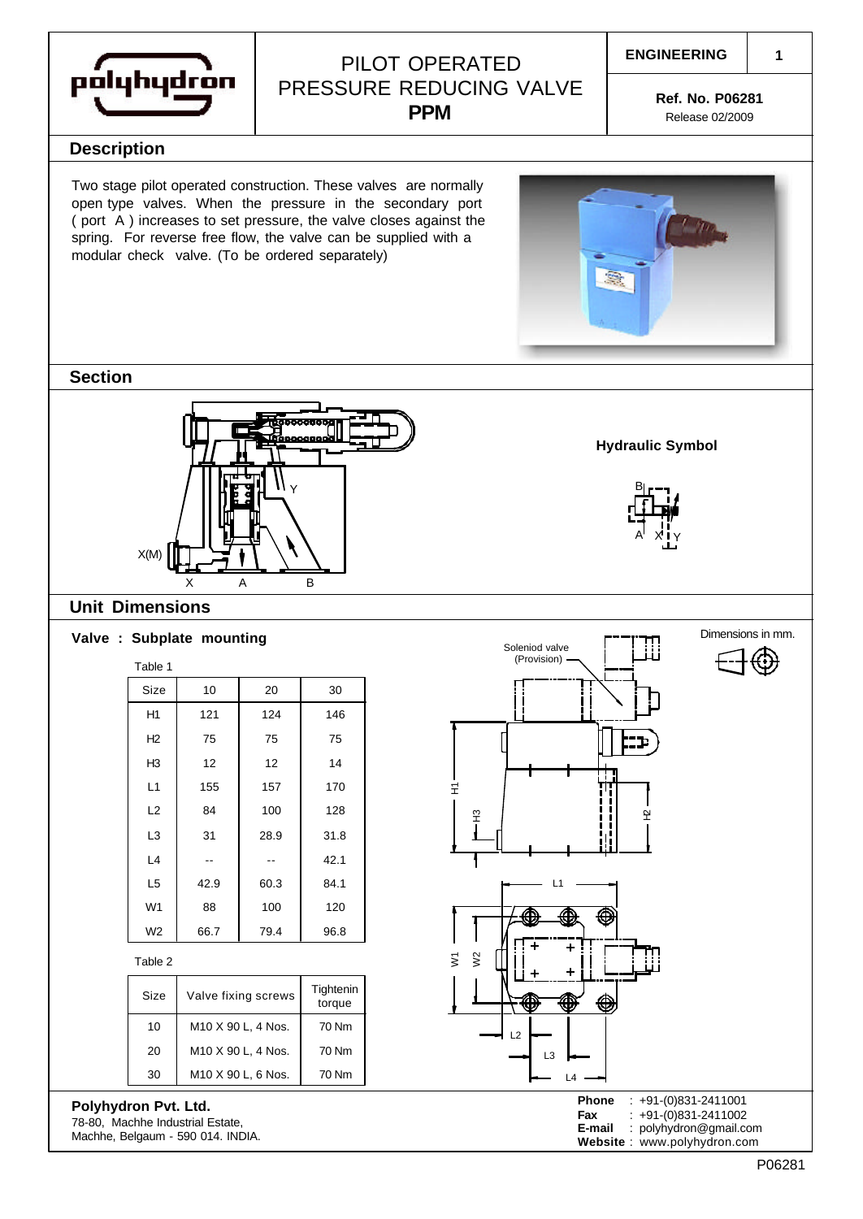# PILOT OPERATED PRESSURE REDUCING VALVE **PPM**

**ENGINEERING** 1

**Ref. No. P06281**
Release 02/2009

## Description

Two stage pilot operated construction. These valves are normally open type valves. When the pressure in the secondary port ( port A ) increases to set pressure, the valve closes against the spring. For reverse free flow, the valve can be supplied with a modular check valve. (To be ordered separately)

## Section

X(M) X A B Y

**Hydraulic Symbol**

B A X Y

## Unit Dimensions

**Valve : Subplate mounting**

Dimensions in mm.

Table 1

| Size | 10 | 20 | 30 |
|---|---|---|---|
| H1 | 121 | 124 | 146 |
| H2 | 75 | 75 | 75 |
| H3 | 12 | 12 | 14 |
| L1 | 155 | 157 | 170 |
| L2 | 84 | 100 | 128 |
| L3 | 31 | 28.9 | 31.8 |
| L4 | -- | -- | 42.1 |
| L5 | 42.9 | 60.3 | 84.1 |
| W1 | 88 | 100 | 120 |
| W2 | 66.7 | 79.4 | 96.8 |

Table 2

| Size | Valve fixing screws | Tightenin torque |
|---|---|---|
| 10 | M10 X 90 L, 4 Nos. | 70 Nm |
| 20 | M10 X 90 L, 4 Nos. | 70 Nm |
| 30 | M10 X 90 L, 6 Nos. | 70 Nm |

Soleniod valve (Provision)

**Polyhydron Pvt. Ltd.**
78-80, Machhe Industrial Estate,
Machhe, Belgaum - 590 014. INDIA.

**Phone** : +91-(0)831-2411001
**Fax** : +91-(0)831-2411002
**E-mail** : polyhydron@gmail.com
**Website** : www.polyhydron.com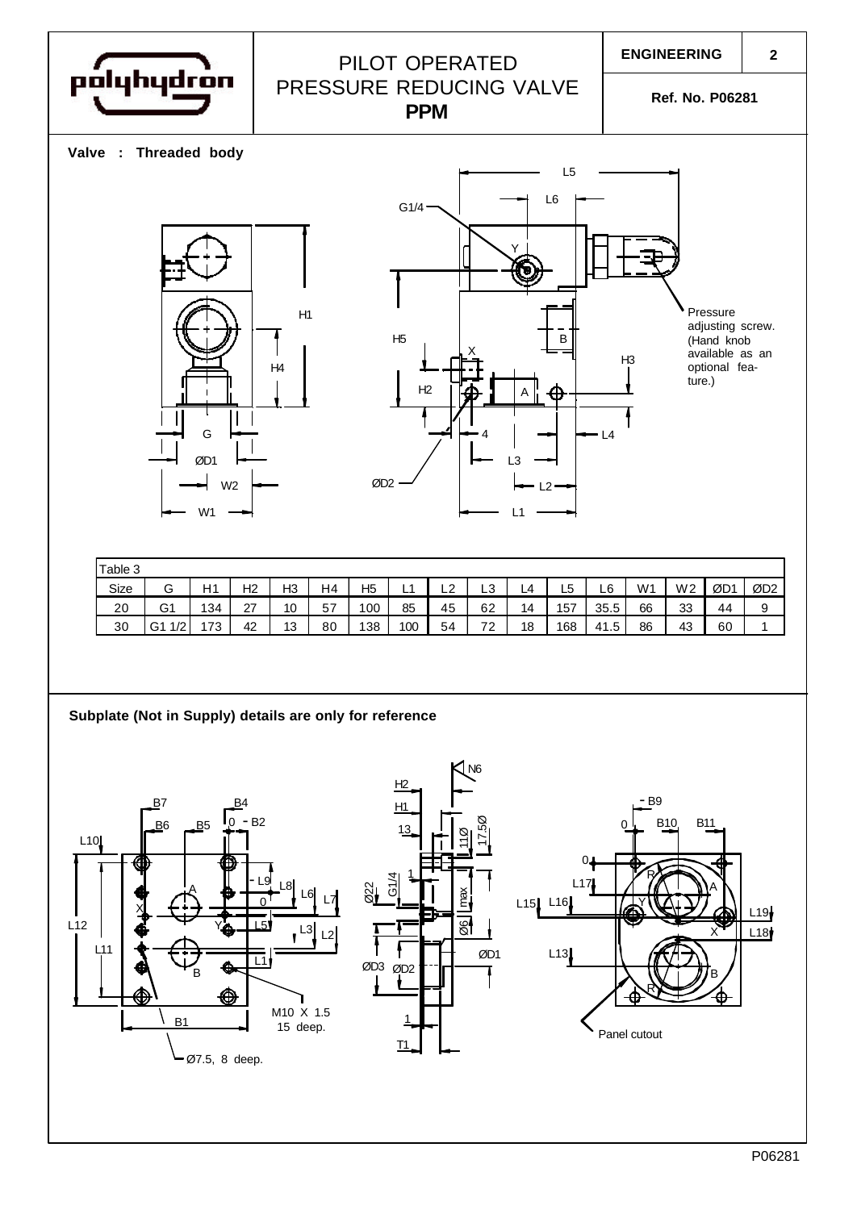# PILOT OPERATED PRESSURE REDUCING VALVE **PPM**

**ENGINEERING** 2

**Ref. No. P06281**

**Valve : Threaded body**

Pressure adjusting screw. (Hand knob available as an optional feature.)

| Table 3 | | | | | | | | | | | | | | | | |
|---|---|---|---|---|---|---|---|---|---|---|---|---|---|---|---|---|
| Size | G | H1 | H2 | H3 | H4 | H5 | L1 | L2 | L3 | L4 | L5 | L6 | W1 | W2 | ØD1 | ØD2 |
| 20 | G1 | 134 | 27 | 10 | 57 | 100 | 85 | 45 | 62 | 14 | 157 | 35.5 | 66 | 33 | 44 | 9 |
| 30 | G1 1/2 | 173 | 42 | 13 | 80 | 138 | 100 | 54 | 72 | 18 | 168 | 41.5 | 86 | 43 | 60 | 1 |

**Subplate (Not in Supply) details are only for reference**

M10 X 1.5 15 deep.

Ø7.5, 8 deep.

Panel cutout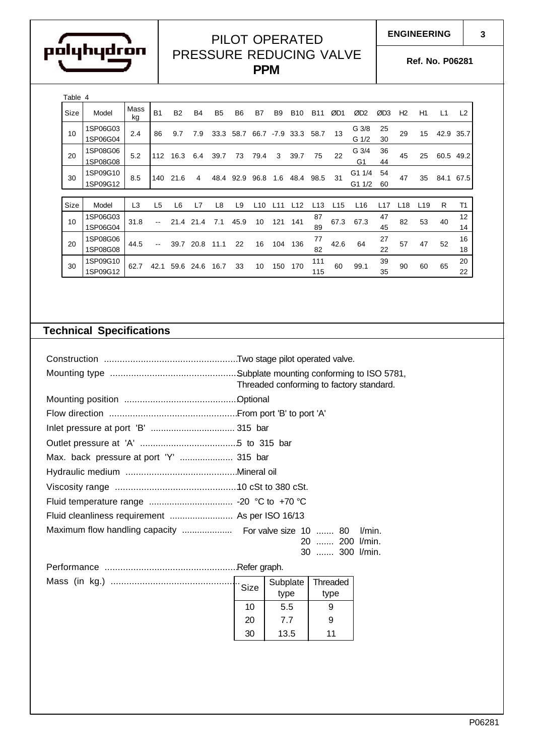Table 4

| Size | Model | Mass kg | B1 | B2 | B4 | B5 | B6 | B7 | B9 | B10 | B11 | ØD1 | ØD2 | ØD3 | H2 | H1 | L1 | L2 |
|---|---|---|---|---|---|---|---|---|---|---|---|---|---|---|---|---|---|---|
| 10 | 1SP06G03<br>1SP06G04 | 2.4 | 86 | 9.7 | 7.9 | 33.3 | 58.7 | 66.7 | -7.9 | 33.3 | 58.7 | 13 | G 3/8<br>G 1/2 | 25<br>30 | 29 | 15 | 42.9 | 35.7 |
| 20 | 1SP08G06<br>1SP08G08 | 5.2 | 112 | 16.3 | 6.4 | 39.7 | 73 | 79.4 | 3 | 39.7 | 75 | 22 | G 3/4<br>G1 | 36<br>44 | 45 | 25 | 60.5 | 49.2 |
| 30 | 1SP09G10<br>1SP09G12 | 8.5 | 140 | 21.6 | 4 | 48.4 | 92.9 | 96.8 | 1.6 | 48.4 | 98.5 | 31 | G1 1/4<br>G1 1/2 | 54<br>60 | 47 | 35 | 84.1 | 67.5 |

| Size | Model | L3 | L5 | L6 | L7 | L8 | L9 | L10 | L11 | L12 | L13 | L15 | L16 | L17 | L18 | L19 | R | T1 |
|---|---|---|---|---|---|---|---|---|---|---|---|---|---|---|---|---|---|---|
| 10 | 1SP06G03<br>1SP06G04 | 31.8 | -- | 21.4 | 21.4 | 7.1 | 45.9 | 10 | 121 | 141 | 87<br>89 | 67.3 | 67.3 | 47<br>45 | 82 | 53 | 40 | 12<br>14 |
| 20 | 1SP08G06<br>1SP08G08 | 44.5 | -- | 39.7 | 20.8 | 11.1 | 22 | 16 | 104 | 136 | 77<br>82 | 42.6 | 64 | 27<br>22 | 57 | 47 | 52 | 16<br>18 |
| 30 | 1SP09G10<br>1SP09G12 | 62.7 | 42.1 | 59.6 | 24.6 | 16.7 | 33 | 10 | 150 | 170 | 111<br>115 | 60 | 99.1 | 39<br>35 | 90 | 60 | 65 | 20<br>22 |

## Technical Specifications

Construction ................................................... Two stage pilot operated valve.

Mounting type ................................................. Subplate mounting conforming to ISO 5781,
Threaded conforming to factory standard.

Mounting position ............................................ Optional

Flow direction .................................................. From port 'B' to port 'A'

Inlet pressure at port 'B' ................................. 315 bar

Outlet pressure at 'A' ...................................... 5 to 315 bar

Max. back pressure at port 'Y' ..................... 315 bar

Hydraulic medium ............................................ Mineral oil

Viscosity range ............................................... 10 cSt to 380 cSt.

Fluid temperature range ................................. -20 °C to +70 °C

Fluid cleanliness requirement ......................... As per ISO 16/13

Maximum flow handling capacity .................... For valve size 10 ....... 80 l/min.
20 ....... 200 l/min.
30 ....... 300 l/min.

Performance ................................................... Refer graph.

Mass (in kg.) ...................................................

| Size | Subplate type | Threaded type |
|---|---|---|
| 10 | 5.5 | 9 |
| 20 | 7.7 | 9 |
| 30 | 13.5 | 11 |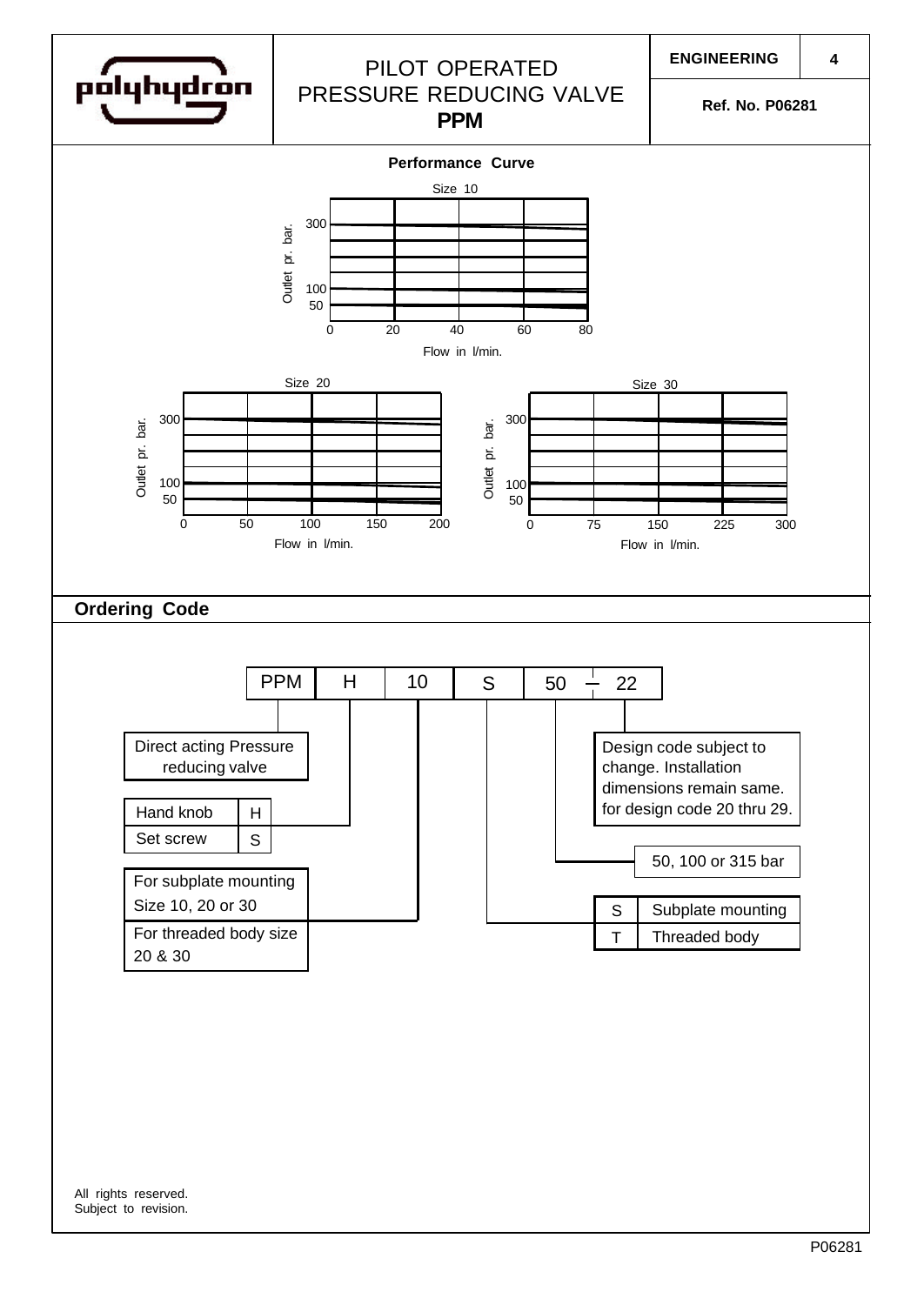# PILOT OPERATED PRESSURE REDUCING VALVE **PPM**

**ENGINEERING**

**Ref. No. P06281**

## Performance Curve

Size 10

Outlet pr. bar.

300

100

50

0 20 40 60 80

Flow in l/min.

Size 20

Outlet pr. bar.

300

100

50

0 50 100 150 200

Flow in l/min.

Size 30

Outlet pr. bar.

300

100

50

0 75 150 225 300

Flow in l/min.

## Ordering Code

PPM | H | 10 | S | 50 – 22

**PPM** – Direct acting Pressure reducing valve

**H** – Hand knob: H; Set screw: S

**10** – For subplate mounting Size 10, 20 or 30; For threaded body size 20 & 30

**S** – S: Subplate mounting; T: Threaded body

**50** – 50, 100 or 315 bar

**22** – Design code subject to change. Installation dimensions remain same. for design code 20 thru 29.

All rights reserved.
Subject to revision.